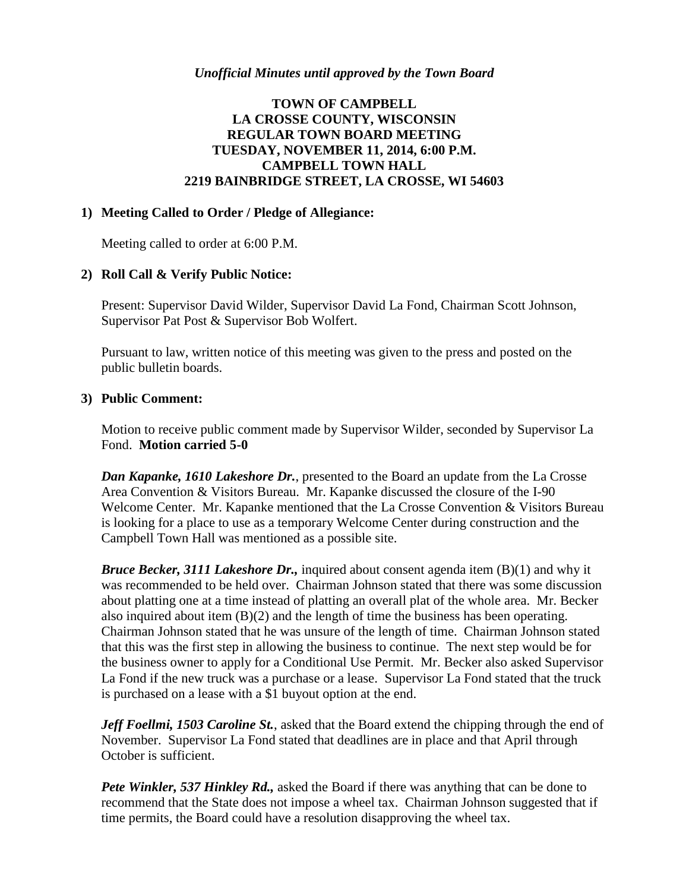*Unofficial Minutes until approved by the Town Board*

# TOWN OF CAMPBELL
# LA CROSSE COUNTY, WISCONSIN
# REGULAR TOWN BOARD MEETING
# TUESDAY, NOVEMBER 11, 2014, 6:00 P.M.
# CAMPBELL TOWN HALL
# 2219 BAINBRIDGE STREET, LA CROSSE, WI 54603

## 1) Meeting Called to Order / Pledge of Allegiance:

Meeting called to order at 6:00 P.M.

## 2) Roll Call & Verify Public Notice:

Present: Supervisor David Wilder, Supervisor David La Fond, Chairman Scott Johnson, Supervisor Pat Post & Supervisor Bob Wolfert.

Pursuant to law, written notice of this meeting was given to the press and posted on the public bulletin boards.

## 3) Public Comment:

Motion to receive public comment made by Supervisor Wilder, seconded by Supervisor La Fond. **Motion carried 5-0**

***Dan Kapanke, 1610 Lakeshore Dr.***, presented to the Board an update from the La Crosse Area Convention & Visitors Bureau. Mr. Kapanke discussed the closure of the I-90 Welcome Center. Mr. Kapanke mentioned that the La Crosse Convention & Visitors Bureau is looking for a place to use as a temporary Welcome Center during construction and the Campbell Town Hall was mentioned as a possible site.

***Bruce Becker, 3111 Lakeshore Dr.,*** inquired about consent agenda item (B)(1) and why it was recommended to be held over. Chairman Johnson stated that there was some discussion about platting one at a time instead of platting an overall plat of the whole area. Mr. Becker also inquired about item (B)(2) and the length of time the business has been operating. Chairman Johnson stated that he was unsure of the length of time. Chairman Johnson stated that this was the first step in allowing the business to continue. The next step would be for the business owner to apply for a Conditional Use Permit. Mr. Becker also asked Supervisor La Fond if the new truck was a purchase or a lease. Supervisor La Fond stated that the truck is purchased on a lease with a $1 buyout option at the end.

***Jeff Foellmi, 1503 Caroline St.***, asked that the Board extend the chipping through the end of November. Supervisor La Fond stated that deadlines are in place and that April through October is sufficient.

***Pete Winkler, 537 Hinkley Rd.,*** asked the Board if there was anything that can be done to recommend that the State does not impose a wheel tax. Chairman Johnson suggested that if time permits, the Board could have a resolution disapproving the wheel tax.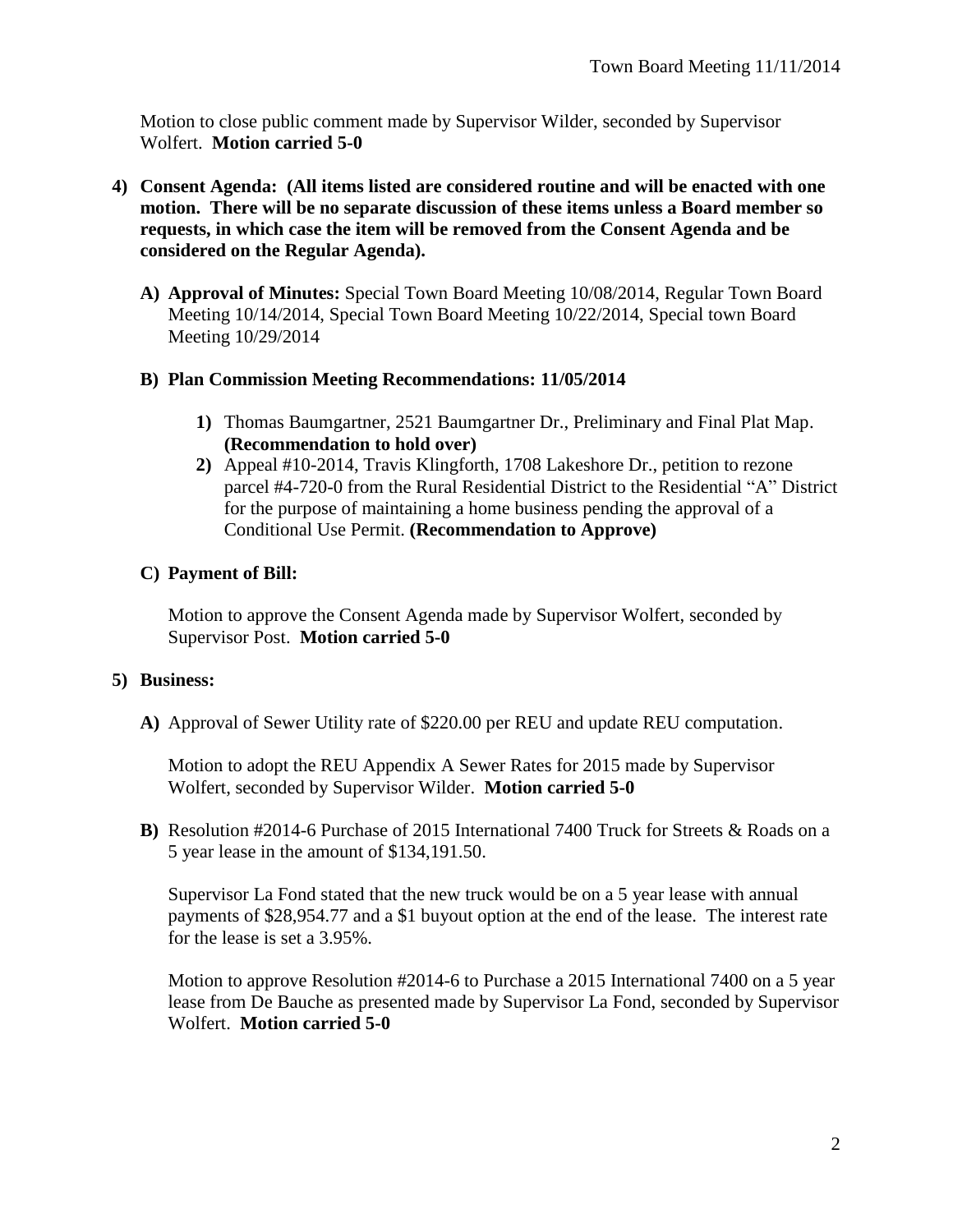Motion to close public comment made by Supervisor Wilder, seconded by Supervisor Wolfert. **Motion carried 5-0**

4) **Consent Agenda: (All items listed are considered routine and will be enacted with one motion. There will be no separate discussion of these items unless a Board member so requests, in which case the item will be removed from the Consent Agenda and be considered on the Regular Agenda).**

   A) **Approval of Minutes:** Special Town Board Meeting 10/08/2014, Regular Town Board Meeting 10/14/2014, Special Town Board Meeting 10/22/2014, Special town Board Meeting 10/29/2014

   B) **Plan Commission Meeting Recommendations: 11/05/2014**

      1) Thomas Baumgartner, 2521 Baumgartner Dr., Preliminary and Final Plat Map. **(Recommendation to hold over)**
      2) Appeal #10-2014, Travis Klingforth, 1708 Lakeshore Dr., petition to rezone parcel #4-720-0 from the Rural Residential District to the Residential "A" District for the purpose of maintaining a home business pending the approval of a Conditional Use Permit. **(Recommendation to Approve)**

   C) **Payment of Bill:**

   Motion to approve the Consent Agenda made by Supervisor Wolfert, seconded by Supervisor Post. **Motion carried 5-0**

5) **Business:**

   A) Approval of Sewer Utility rate of $220.00 per REU and update REU computation.

   Motion to adopt the REU Appendix A Sewer Rates for 2015 made by Supervisor Wolfert, seconded by Supervisor Wilder. **Motion carried 5-0**

   B) Resolution #2014-6 Purchase of 2015 International 7400 Truck for Streets & Roads on a 5 year lease in the amount of $134,191.50.

   Supervisor La Fond stated that the new truck would be on a 5 year lease with annual payments of $28,954.77 and a $1 buyout option at the end of the lease. The interest rate for the lease is set a 3.95%.

   Motion to approve Resolution #2014-6 to Purchase a 2015 International 7400 on a 5 year lease from De Bauche as presented made by Supervisor La Fond, seconded by Supervisor Wolfert. **Motion carried 5-0**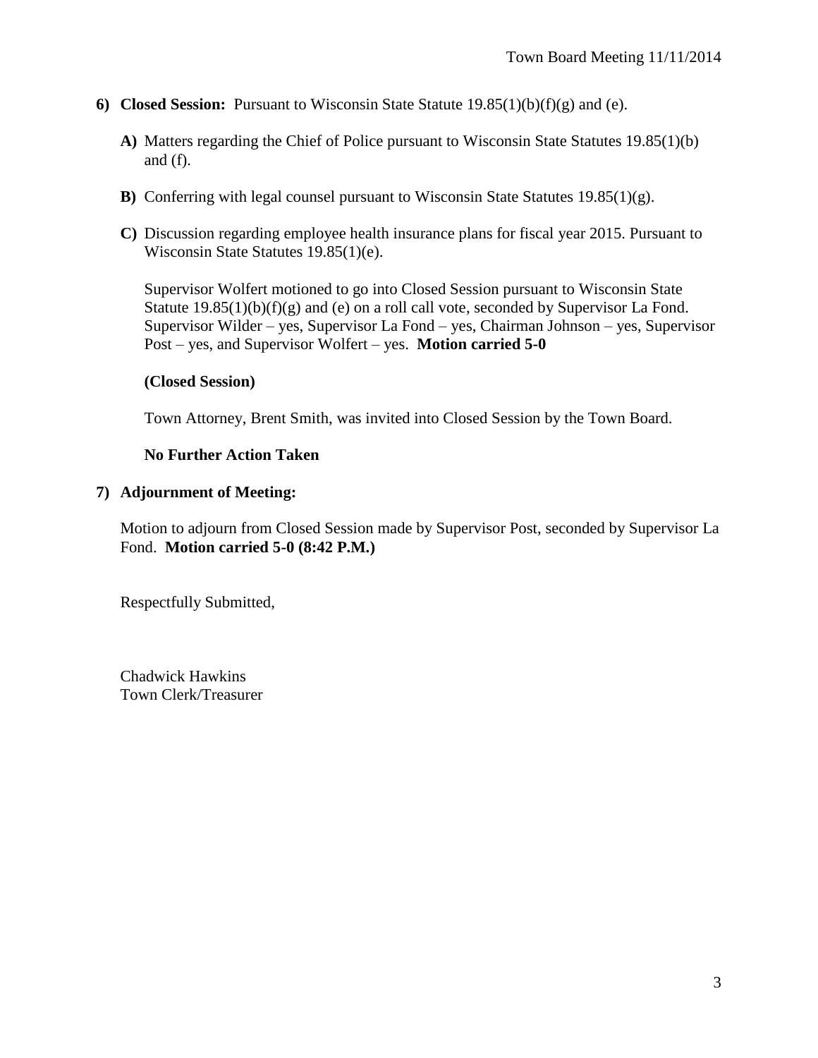**6) Closed Session:** Pursuant to Wisconsin State Statute 19.85(1)(b)(f)(g) and (e).

**A)** Matters regarding the Chief of Police pursuant to Wisconsin State Statutes 19.85(1)(b) and (f).

**B)** Conferring with legal counsel pursuant to Wisconsin State Statutes 19.85(1)(g).

**C)** Discussion regarding employee health insurance plans for fiscal year 2015. Pursuant to Wisconsin State Statutes 19.85(1)(e).

Supervisor Wolfert motioned to go into Closed Session pursuant to Wisconsin State Statute 19.85(1)(b)(f)(g) and (e) on a roll call vote, seconded by Supervisor La Fond. Supervisor Wilder – yes, Supervisor La Fond – yes, Chairman Johnson – yes, Supervisor Post – yes, and Supervisor Wolfert – yes. **Motion carried 5-0**

**(Closed Session)**

Town Attorney, Brent Smith, was invited into Closed Session by the Town Board.

**No Further Action Taken**

**7) Adjournment of Meeting:**

Motion to adjourn from Closed Session made by Supervisor Post, seconded by Supervisor La Fond. **Motion carried 5-0 (8:42 P.M.)**

Respectfully Submitted,

Chadwick Hawkins
Town Clerk/Treasurer